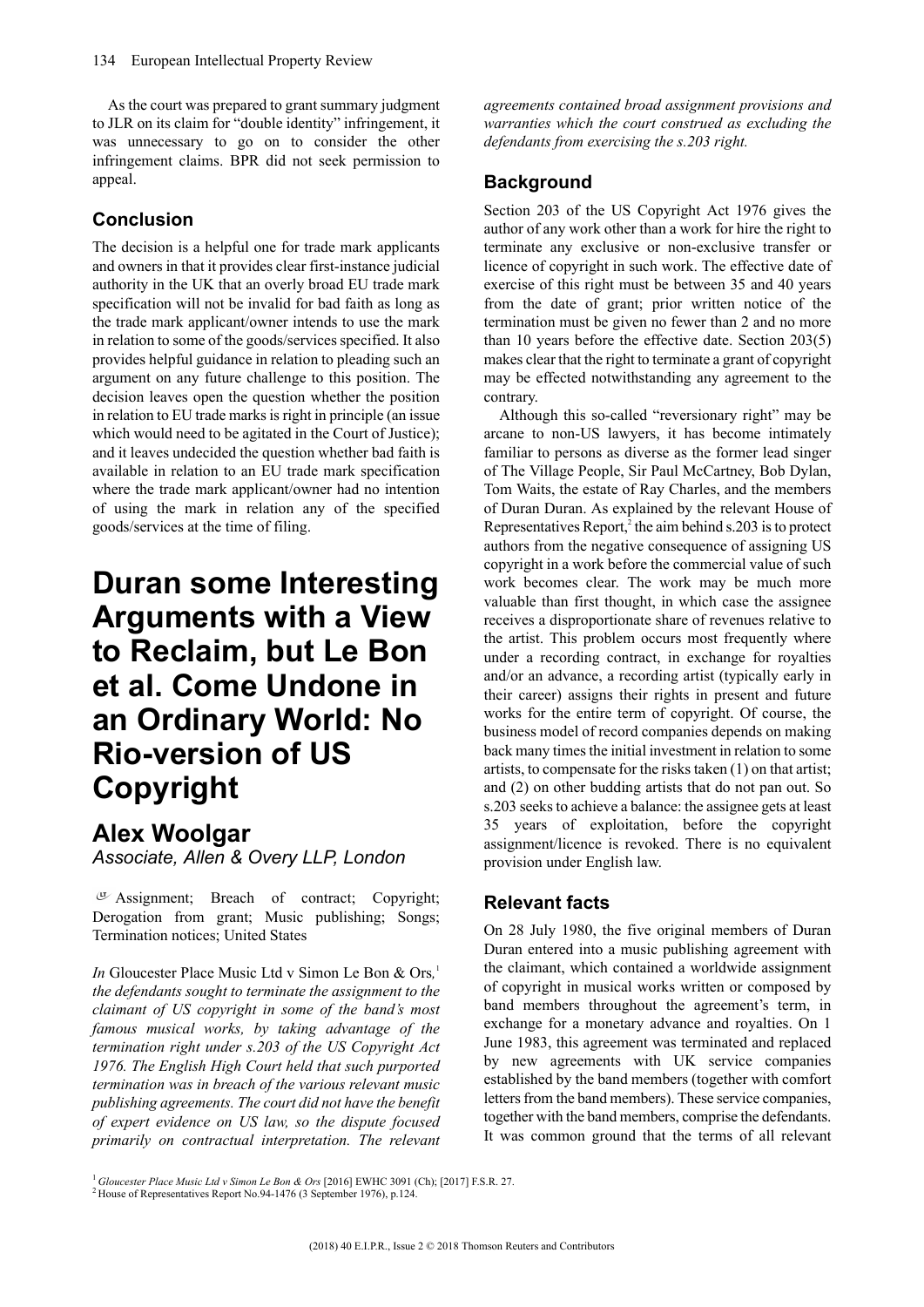As the court was prepared to grant summary judgment to JLR on its claim for "double identity" infringement, it was unnecessary to go on to consider the other infringement claims. BPR did not seek permission to appeal.

## Conclusion

The decision is a helpful one for trade mark applicants and owners in that it provides clear first-instance judicial authority in the UK that an overly broad EU trade mark specification will not be invalid for bad faith as long as the trade mark applicant/owner intends to use the mark in relation to some of the goods/services specified. It also provides helpful guidance in relation to pleading such an argument on any future challenge to this position. The decision leaves open the question whether the position in relation to EU trade marks is right in principle (an issue which would need to be agitated in the Court of Justice); and it leaves undecided the question whether bad faith is available in relation to an EU trade mark specification where the trade mark applicant/owner had no intention of using the mark in relation any of the specified goods/services at the time of filing.

# Duran some Interesting Arguments with a View to Reclaim, but Le Bon et al. Come Undone in an Ordinary World: No Rio-version of US Copyright

## Alex Woolgar

*Associate, Allen & Overy LLP, London*

Assignment; Breach of contract; Copyright; Derogation from grant; Music publishing; Songs; Termination notices; United States

*In* Gloucester Place Music Ltd v Simon Le Bon & Ors,[1] *the defendants sought to terminate the assignment to the claimant of US copyright in some of the band's most famous musical works, by taking advantage of the termination right under s.203 of the US Copyright Act 1976. The English High Court held that such purported termination was in breach of the various relevant music publishing agreements. The court did not have the benefit of expert evidence on US law, so the dispute focused primarily on contractual interpretation. The relevant agreements contained broad assignment provisions and warranties which the court construed as excluding the defendants from exercising the s.203 right.*

## Background

Section 203 of the US Copyright Act 1976 gives the author of any work other than a work for hire the right to terminate any exclusive or non-exclusive transfer or licence of copyright in such work. The effective date of exercise of this right must be between 35 and 40 years from the date of grant; prior written notice of the termination must be given no fewer than 2 and no more than 10 years before the effective date. Section 203(5) makes clear that the right to terminate a grant of copyright may be effected notwithstanding any agreement to the contrary.

Although this so-called "reversionary right" may be arcane to non-US lawyers, it has become intimately familiar to persons as diverse as the former lead singer of The Village People, Sir Paul McCartney, Bob Dylan, Tom Waits, the estate of Ray Charles, and the members of Duran Duran. As explained by the relevant House of Representatives Report,[2] the aim behind s.203 is to protect authors from the negative consequence of assigning US copyright in a work before the commercial value of such work becomes clear. The work may be much more valuable than first thought, in which case the assignee receives a disproportionate share of revenues relative to the artist. This problem occurs most frequently where under a recording contract, in exchange for royalties and/or an advance, a recording artist (typically early in their career) assigns their rights in present and future works for the entire term of copyright. Of course, the business model of record companies depends on making back many times the initial investment in relation to some artists, to compensate for the risks taken (1) on that artist; and (2) on other budding artists that do not pan out. So s.203 seeks to achieve a balance: the assignee gets at least 35 years of exploitation, before the copyright assignment/licence is revoked. There is no equivalent provision under English law.

## Relevant facts

On 28 July 1980, the five original members of Duran Duran entered into a music publishing agreement with the claimant, which contained a worldwide assignment of copyright in musical works written or composed by band members throughout the agreement's term, in exchange for a monetary advance and royalties. On 1 June 1983, this agreement was terminated and replaced by new agreements with UK service companies established by the band members (together with comfort letters from the band members). These service companies, together with the band members, comprise the defendants. It was common ground that the terms of all relevant

[1] *Gloucester Place Music Ltd v Simon Le Bon & Ors* [2016] EWHC 3091 (Ch); [2017] F.S.R. 27.

[2] House of Representatives Report No.94-1476 (3 September 1976), p.124.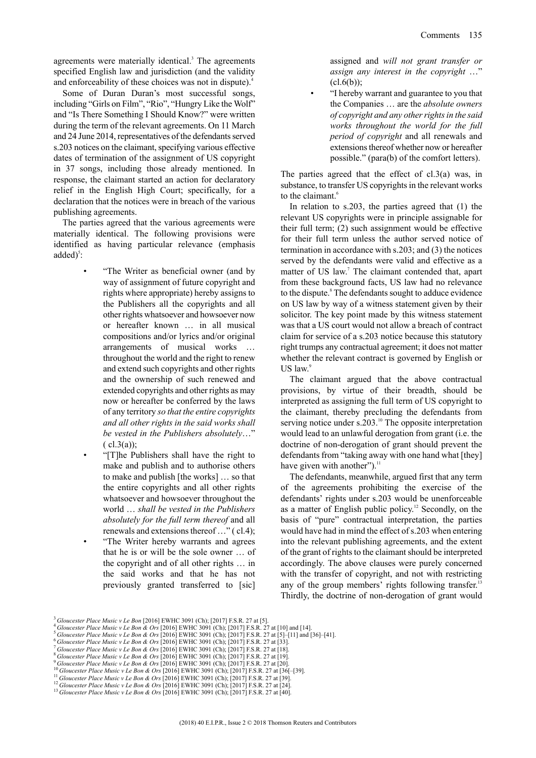agreements were materially identical.[3] The agreements specified English law and jurisdiction (and the validity and enforceability of these choices was not in dispute).[4]

Some of Duran Duran's most successful songs, including "Girls on Film", "Rio", "Hungry Like the Wolf" and "Is There Something I Should Know?" were written during the term of the relevant agreements. On 11 March and 24 June 2014, representatives of the defendants served s.203 notices on the claimant, specifying various effective dates of termination of the assignment of US copyright in 37 songs, including those already mentioned. In response, the claimant started an action for declaratory relief in the English High Court; specifically, for a declaration that the notices were in breach of the various publishing agreements.

The parties agreed that the various agreements were materially identical. The following provisions were identified as having particular relevance (emphasis added)[5]:

- "The Writer as beneficial owner (and by way of assignment of future copyright and rights where appropriate) hereby assigns to the Publishers all the copyrights and all other rights whatsoever and howsoever now or hereafter known … in all musical compositions and/or lyrics and/or original arrangements of musical works … throughout the world and the right to renew and extend such copyrights and other rights and the ownership of such renewed and extended copyrights and other rights as may now or hereafter be conferred by the laws of any territory *so that the entire copyrights and all other rights in the said works shall be vested in the Publishers absolutely*…" ( cl.3(a));
- "[T]he Publishers shall have the right to make and publish and to authorise others to make and publish [the works] … so that the entire copyrights and all other rights whatsoever and howsoever throughout the world … *shall be vested in the Publishers absolutely for the full term thereof* and all renewals and extensions thereof …" ( cl.4);
- "The Writer hereby warrants and agrees that he is or will be the sole owner … of the copyright and of all other rights … in the said works and that he has not previously granted transferred to [sic] assigned and *will not grant transfer or assign any interest in the copyright* …" (cl.6(b));
- "I hereby warrant and guarantee to you that the Companies … are the *absolute owners of copyright and any other rights in the said works throughout the world for the full period of copyright* and all renewals and extensions thereof whether now or hereafter possible." (para(b) of the comfort letters).

The parties agreed that the effect of cl.3(a) was, in substance, to transfer US copyrights in the relevant works to the claimant.[6]

In relation to s.203, the parties agreed that (1) the relevant US copyrights were in principle assignable for their full term; (2) such assignment would be effective for their full term unless the author served notice of termination in accordance with s.203; and (3) the notices served by the defendants were valid and effective as a matter of US law.[7] The claimant contended that, apart from these background facts, US law had no relevance to the dispute.[8] The defendants sought to adduce evidence on US law by way of a witness statement given by their solicitor. The key point made by this witness statement was that a US court would not allow a breach of contract claim for service of a s.203 notice because this statutory right trumps any contractual agreement; it does not matter whether the relevant contract is governed by English or US law.[9]

The claimant argued that the above contractual provisions, by virtue of their breadth, should be interpreted as assigning the full term of US copyright to the claimant, thereby precluding the defendants from serving notice under s.203.[10] The opposite interpretation would lead to an unlawful derogation from grant (i.e. the doctrine of non-derogation of grant should prevent the defendants from "taking away with one hand what [they] have given with another").[11]

The defendants, meanwhile, argued first that any term of the agreements prohibiting the exercise of the defendants' rights under s.203 would be unenforceable as a matter of English public policy.[12] Secondly, on the basis of "pure" contractual interpretation, the parties would have had in mind the effect of s.203 when entering into the relevant publishing agreements, and the extent of the grant of rights to the claimant should be interpreted accordingly. The above clauses were purely concerned with the transfer of copyright, and not with restricting any of the group members' rights following transfer.[13] Thirdly, the doctrine of non-derogation of grant would

---

[3] *Gloucester Place Music v Le Bon* [2016] EWHC 3091 (Ch); [2017] F.S.R. 27 at [5].
[4] *Gloucester Place Music v Le Bon & Ors* [2016] EWHC 3091 (Ch); [2017] F.S.R. 27 at [10] and [14].
[5] *Gloucester Place Music v Le Bon & Ors* [2016] EWHC 3091 (Ch); [2017] F.S.R. 27 at [5]–[11] and [36]–[41].
[6] *Gloucester Place Music v Le Bon & Ors* [2016] EWHC 3091 (Ch); [2017] F.S.R. 27 at [33].
[7] *Gloucester Place Music v Le Bon & Ors* [2016] EWHC 3091 (Ch); [2017] F.S.R. 27 at [18].
[8] *Gloucester Place Music v Le Bon & Ors* [2016] EWHC 3091 (Ch); [2017] F.S.R. 27 at [19].
[9] *Gloucester Place Music v Le Bon & Ors* [2016] EWHC 3091 (Ch); [2017] F.S.R. 27 at [20].
[10] *Gloucester Place Music v Le Bon & Ors* [2016] EWHC 3091 (Ch); [2017] F.S.R. 27 at [36[–[39].
[11] *Gloucester Place Music v Le Bon & Ors* [2016] EWHC 3091 (Ch); [2017] F.S.R. 27 at [39].
[12] *Gloucester Place Music v Le Bon & Ors* [2016] EWHC 3091 (Ch); [2017] F.S.R. 27 at [24].
[13] *Gloucester Place Music v Le Bon & Ors* [2016] EWHC 3091 (Ch); [2017] F.S.R. 27 at [40].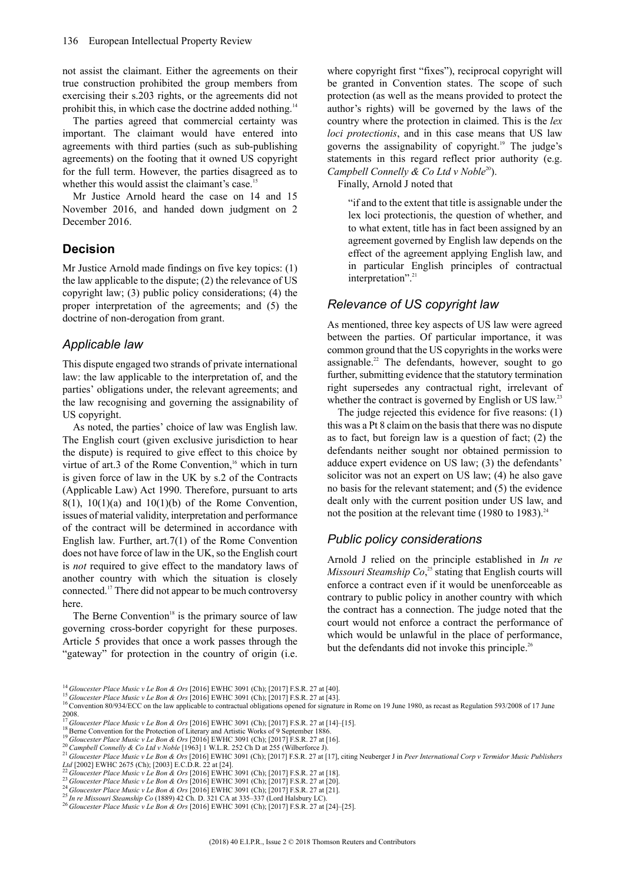not assist the claimant. Either the agreements on their true construction prohibited the group members from exercising their s.203 rights, or the agreements did not prohibit this, in which case the doctrine added nothing.[14]

The parties agreed that commercial certainty was important. The claimant would have entered into agreements with third parties (such as sub-publishing agreements) on the footing that it owned US copyright for the full term. However, the parties disagreed as to whether this would assist the claimant's case.[15]

Mr Justice Arnold heard the case on 14 and 15 November 2016, and handed down judgment on 2 December 2016.

## Decision

Mr Justice Arnold made findings on five key topics: (1) the law applicable to the dispute; (2) the relevance of US copyright law; (3) public policy considerations; (4) the proper interpretation of the agreements; and (5) the doctrine of non-derogation from grant.

### *Applicable law*

This dispute engaged two strands of private international law: the law applicable to the interpretation of, and the parties' obligations under, the relevant agreements; and the law recognising and governing the assignability of US copyright.

As noted, the parties' choice of law was English law. The English court (given exclusive jurisdiction to hear the dispute) is required to give effect to this choice by virtue of art.3 of the Rome Convention,[16] which in turn is given force of law in the UK by s.2 of the Contracts (Applicable Law) Act 1990. Therefore, pursuant to arts 8(1), 10(1)(a) and 10(1)(b) of the Rome Convention, issues of material validity, interpretation and performance of the contract will be determined in accordance with English law. Further, art.7(1) of the Rome Convention does not have force of law in the UK, so the English court is *not* required to give effect to the mandatory laws of another country with which the situation is closely connected.[17] There did not appear to be much controversy here.

The Berne Convention[18] is the primary source of law governing cross-border copyright for these purposes. Article 5 provides that once a work passes through the "gateway" for protection in the country of origin (i.e. where copyright first "fixes"), reciprocal copyright will be granted in Convention states. The scope of such protection (as well as the means provided to protect the author's rights) will be governed by the laws of the country where the protection in claimed. This is the *lex loci protectionis*, and in this case means that US law governs the assignability of copyright.[19] The judge's statements in this regard reflect prior authority (e.g. *Campbell Connelly & Co Ltd v Noble*[20]).

Finally, Arnold J noted that

> "if and to the extent that title is assignable under the lex loci protectionis, the question of whether, and to what extent, title has in fact been assigned by an agreement governed by English law depends on the effect of the agreement applying English law, and in particular English principles of contractual interpretation".[21]

### *Relevance of US copyright law*

As mentioned, three key aspects of US law were agreed between the parties. Of particular importance, it was common ground that the US copyrights in the works were assignable.[22] The defendants, however, sought to go further, submitting evidence that the statutory termination right supersedes any contractual right, irrelevant of whether the contract is governed by English or US law.[23]

The judge rejected this evidence for five reasons: (1) this was a Pt 8 claim on the basis that there was no dispute as to fact, but foreign law is a question of fact; (2) the defendants neither sought nor obtained permission to adduce expert evidence on US law; (3) the defendants' solicitor was not an expert on US law; (4) he also gave no basis for the relevant statement; and (5) the evidence dealt only with the current position under US law, and not the position at the relevant time (1980 to 1983).[24]

### *Public policy considerations*

Arnold J relied on the principle established in *In re Missouri Steamship Co*,[25] stating that English courts will enforce a contract even if it would be unenforceable as contrary to public policy in another country with which the contract has a connection. The judge noted that the court would not enforce a contract the performance of which would be unlawful in the place of performance, but the defendants did not invoke this principle.[26]

---

[14] *Gloucester Place Music v Le Bon & Ors* [2016] EWHC 3091 (Ch); [2017] F.S.R. 27 at [40].

[15] *Gloucester Place Music v Le Bon & Ors* [2016] EWHC 3091 (Ch); [2017] F.S.R. 27 at [43].

[16] Convention 80/934/ECC on the law applicable to contractual obligations opened for signature in Rome on 19 June 1980, as recast as Regulation 593/2008 of 17 June 2008.

[17] *Gloucester Place Music v Le Bon & Ors* [2016] EWHC 3091 (Ch); [2017] F.S.R. 27 at [14]–[15].

[18] Berne Convention for the Protection of Literary and Artistic Works of 9 September 1886.

[19] *Gloucester Place Music v Le Bon & Ors* [2016] EWHC 3091 (Ch); [2017] F.S.R. 27 at [16].

[20] *Campbell Connelly & Co Ltd v Noble* [1963] 1 W.L.R. 252 Ch D at 255 (Wilberforce J).

[21] *Gloucester Place Music v Le Bon & Ors* [2016] EWHC 3091 (Ch); [2017] F.S.R. 27 at [17], citing Neuberger J in *Peer International Corp v Termidor Music Publishers Ltd* [2002] EWHC 2675 (Ch); [2003] E.C.D.R. 22 at [24].

[22] *Gloucester Place Music v Le Bon & Ors* [2016] EWHC 3091 (Ch); [2017] F.S.R. 27 at [18].

[23] *Gloucester Place Music v Le Bon & Ors* [2016] EWHC 3091 (Ch); [2017] F.S.R. 27 at [20].

[24] *Gloucester Place Music v Le Bon & Ors* [2016] EWHC 3091 (Ch); [2017] F.S.R. 27 at [21].

[25] *In re Missouri Steamship Co* (1889) 42 Ch. D. 321 CA at 335–337 (Lord Halsbury LC).

[26] *Gloucester Place Music v Le Bon & Ors* [2016] EWHC 3091 (Ch); [2017] F.S.R. 27 at [24]–[25].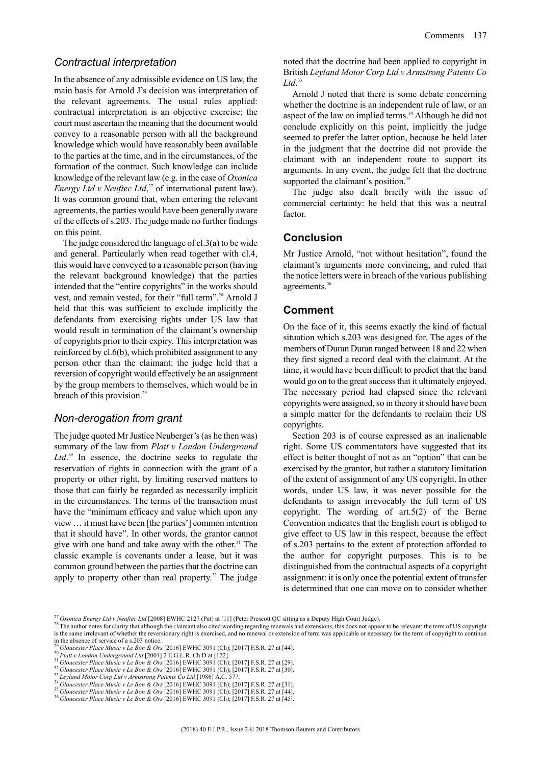### *Contractual interpretation*

In the absence of any admissible evidence on US law, the main basis for Arnold J's decision was interpretation of the relevant agreements. The usual rules applied: contractual interpretation is an objective exercise; the court must ascertain the meaning that the document would convey to a reasonable person with all the background knowledge which would have reasonably been available to the parties at the time, and in the circumstances, of the formation of the contract. Such knowledge can include knowledge of the relevant law (e.g. in the case of *Oxonica Energy Ltd v Neuftec Ltd*,[27] of international patent law). It was common ground that, when entering the relevant agreements, the parties would have been generally aware of the effects of s.203. The judge made no further findings on this point.

The judge considered the language of cl.3(a) to be wide and general. Particularly when read together with cl.4, this would have conveyed to a reasonable person (having the relevant background knowledge) that the parties intended that the "entire copyrights" in the works should vest, and remain vested, for their "full term".[28] Arnold J held that this was sufficient to exclude implicitly the defendants from exercising rights under US law that would result in termination of the claimant's ownership of copyrights prior to their expiry. This interpretation was reinforced by cl.6(b), which prohibited assignment to any person other than the claimant: the judge held that a reversion of copyright would effectively be an assignment by the group members to themselves, which would be in breach of this provision.[29]

### *Non-derogation from grant*

The judge quoted Mr Justice Neuberger's (as he then was) summary of the law from *Platt v London Underground Ltd*.[30] In essence, the doctrine seeks to regulate the reservation of rights in connection with the grant of a property or other right, by limiting reserved matters to those that can fairly be regarded as necessarily implicit in the circumstances. The terms of the transaction must have the "minimum efficacy and value which upon any view … it must have been [the parties'] common intention that it should have". In other words, the grantor cannot give with one hand and take away with the other.[31] The classic example is covenants under a lease, but it was common ground between the parties that the doctrine can apply to property other than real property.[32] The judge noted that the doctrine had been applied to copyright in British *Leyland Motor Corp Ltd v Armstrong Patents Co Ltd*.[33]

Arnold J noted that there is some debate concerning whether the doctrine is an independent rule of law, or an aspect of the law on implied terms.[34] Although he did not conclude explicitly on this point, implicitly the judge seemed to prefer the latter option, because he held later in the judgment that the doctrine did not provide the claimant with an independent route to support its arguments. In any event, the judge felt that the doctrine supported the claimant's position.[35]

The judge also dealt briefly with the issue of commercial certainty: he held that this was a neutral factor.

## Conclusion

Mr Justice Arnold, "not without hesitation", found the claimant's arguments more convincing, and ruled that the notice letters were in breach of the various publishing agreements.[36]

## Comment

On the face of it, this seems exactly the kind of factual situation which s.203 was designed for. The ages of the members of Duran Duran ranged between 18 and 22 when they first signed a record deal with the claimant. At the time, it would have been difficult to predict that the band would go on to the great success that it ultimately enjoyed. The necessary period had elapsed since the relevant copyrights were assigned, so in theory it should have been a simple matter for the defendants to reclaim their US copyrights.

Section 203 is of course expressed as an inalienable right. Some US commentators have suggested that its effect is better thought of not as an "option" that can be exercised by the grantor, but rather a statutory limitation of the extent of assignment of any US copyright. In other words, under US law, it was never possible for the defendants to assign irrevocably the full term of US copyright. The wording of art.5(2) of the Berne Convention indicates that the English court is obliged to give effect to US law in this respect, because the effect of s.203 pertains to the extent of protection afforded to the author for copyright purposes. This is to be distinguished from the contractual aspects of a copyright assignment: it is only once the potential extent of transfer is determined that one can move on to consider whether

---

[27] *Oxonica Energy Ltd v Neuftec Ltd* [2008] EWHC 2127 (Pat) at [11] (Peter Prescott QC sitting as a Deputy High Court Judge).

[28] The author notes for clarity that although the claimant also cited wording regarding renewals and extensions, this does not appear to be relevant: the term of US copyright is the same irrelevant of whether the reversionary right is exercised, and no renewal or extension of term was applicable or necessary for the term of copyright to continue in the absence of service of a s.203 notice.

[29] *Gloucester Place Music v Le Bon & Ors* [2016] EWHC 3091 (Ch); [2017] F.S.R. 27 at [44].

[30] *Platt v London Underground Ltd* [2001] 2 E.G.L.R. Ch D at [122].

[31] *Gloucester Place Music v Le Bon & Ors* [2016] EWHC 3091 (Ch); [2017] F.S.R. 27 at [29].

[32] *Gloucester Place Music v Le Bon & Ors* [2016] EWHC 3091 (Ch); [2017] F.S.R. 27 at [30].

[33] *Leyland Motor Corp Ltd v Armstrong Patents Co Ltd* [1986] A.C. 577.

[34] *Gloucester Place Music v Le Bon & Ors* [2016] EWHC 3091 (Ch); [2017] F.S.R. 27 at [31].

[35] *Gloucester Place Music v Le Bon & Ors* [2016] EWHC 3091 (Ch); [2017] F.S.R. 27 at [44].

[36] *Gloucester Place Music v Le Bon & Ors* [2016] EWHC 3091 (Ch); [2017] F.S.R. 27 at [45].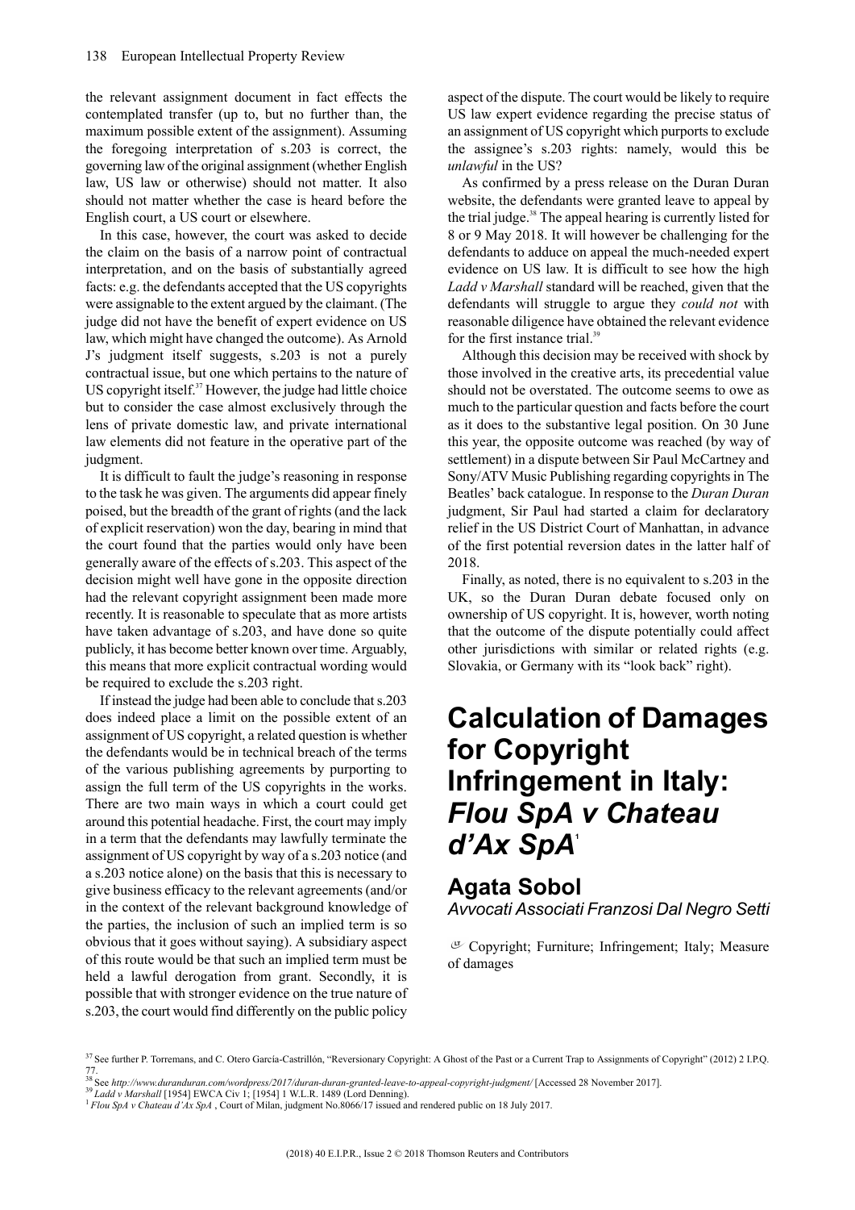the relevant assignment document in fact effects the contemplated transfer (up to, but no further than, the maximum possible extent of the assignment). Assuming the foregoing interpretation of s.203 is correct, the governing law of the original assignment (whether English law, US law or otherwise) should not matter. It also should not matter whether the case is heard before the English court, a US court or elsewhere.

In this case, however, the court was asked to decide the claim on the basis of a narrow point of contractual interpretation, and on the basis of substantially agreed facts: e.g. the defendants accepted that the US copyrights were assignable to the extent argued by the claimant. (The judge did not have the benefit of expert evidence on US law, which might have changed the outcome). As Arnold J's judgment itself suggests, s.203 is not a purely contractual issue, but one which pertains to the nature of US copyright itself.[37] However, the judge had little choice but to consider the case almost exclusively through the lens of private domestic law, and private international law elements did not feature in the operative part of the judgment.

It is difficult to fault the judge's reasoning in response to the task he was given. The arguments did appear finely poised, but the breadth of the grant of rights (and the lack of explicit reservation) won the day, bearing in mind that the court found that the parties would only have been generally aware of the effects of s.203. This aspect of the decision might well have gone in the opposite direction had the relevant copyright assignment been made more recently. It is reasonable to speculate that as more artists have taken advantage of s.203, and have done so quite publicly, it has become better known over time. Arguably, this means that more explicit contractual wording would be required to exclude the s.203 right.

If instead the judge had been able to conclude that s.203 does indeed place a limit on the possible extent of an assignment of US copyright, a related question is whether the defendants would be in technical breach of the terms of the various publishing agreements by purporting to assign the full term of the US copyrights in the works. There are two main ways in which a court could get around this potential headache. First, the court may imply in a term that the defendants may lawfully terminate the assignment of US copyright by way of a s.203 notice (and a s.203 notice alone) on the basis that this is necessary to give business efficacy to the relevant agreements (and/or in the context of the relevant background knowledge of the parties, the inclusion of such an implied term is so obvious that it goes without saying). A subsidiary aspect of this route would be that such an implied term must be held a lawful derogation from grant. Secondly, it is possible that with stronger evidence on the true nature of s.203, the court would find differently on the public policy aspect of the dispute. The court would be likely to require US law expert evidence regarding the precise status of an assignment of US copyright which purports to exclude the assignee's s.203 rights: namely, would this be *unlawful* in the US?

As confirmed by a press release on the Duran Duran website, the defendants were granted leave to appeal by the trial judge.[38] The appeal hearing is currently listed for 8 or 9 May 2018. It will however be challenging for the defendants to adduce on appeal the much-needed expert evidence on US law. It is difficult to see how the high *Ladd v Marshall* standard will be reached, given that the defendants will struggle to argue they *could not* with reasonable diligence have obtained the relevant evidence for the first instance trial.[39]

Although this decision may be received with shock by those involved in the creative arts, its precedential value should not be overstated. The outcome seems to owe as much to the particular question and facts before the court as it does to the substantive legal position. On 30 June this year, the opposite outcome was reached (by way of settlement) in a dispute between Sir Paul McCartney and Sony/ATV Music Publishing regarding copyrights in The Beatles' back catalogue. In response to the *Duran Duran* judgment, Sir Paul had started a claim for declaratory relief in the US District Court of Manhattan, in advance of the first potential reversion dates in the latter half of 2018.

Finally, as noted, there is no equivalent to s.203 in the UK, so the Duran Duran debate focused only on ownership of US copyright. It is, however, worth noting that the outcome of the dispute potentially could affect other jurisdictions with similar or related rights (e.g. Slovakia, or Germany with its "look back" right).

# Calculation of Damages for Copyright Infringement in Italy: *Flou SpA v Chateau d'Ax SpA*[1]

## Agata Sobol

*Avvocati Associati Franzosi Dal Negro Setti*

Copyright; Furniture; Infringement; Italy; Measure of damages

---

[37] See further P. Torremans, and C. Otero García-Castrillón, "Reversionary Copyright: A Ghost of the Past or a Current Trap to Assignments of Copyright" (2012) 2 I.P.Q. 77.

[38] See *http://www.duranduran.com/wordpress/2017/duran-duran-granted-leave-to-appeal-copyright-judgment/* [Accessed 28 November 2017].

[39] *Ladd v Marshall* [1954] EWCA Civ 1; [1954] 1 W.L.R. 1489 (Lord Denning).

[1] *Flou SpA v Chateau d'Ax SpA* , Court of Milan, judgment No.8066/17 issued and rendered public on 18 July 2017.